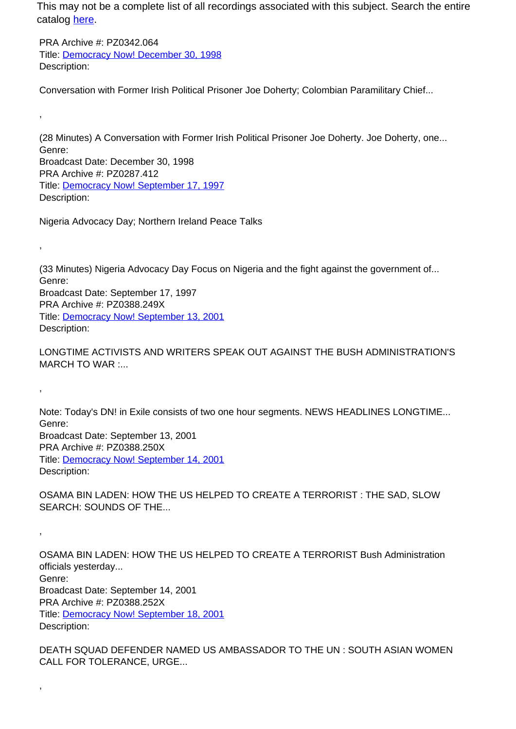This may not be a complete list of all recordings associated with this subject. Search the entire catalog [here](#).

PRA Archive #: PZ0342.064
Title: [Democracy Now! December 30, 1998](#)
Description:

Conversation with Former Irish Political Prisoner Joe Doherty; Colombian Paramilitary Chief...

,

(28 Minutes) A Conversation with Former Irish Political Prisoner Joe Doherty. Joe Doherty, one...
Genre:
Broadcast Date: December 30, 1998
PRA Archive #: PZ0287.412
Title: [Democracy Now! September 17, 1997](#)
Description:

Nigeria Advocacy Day; Northern Ireland Peace Talks

,

(33 Minutes) Nigeria Advocacy Day Focus on Nigeria and the fight against the government of...
Genre:
Broadcast Date: September 17, 1997
PRA Archive #: PZ0388.249X
Title: [Democracy Now! September 13, 2001](#)
Description:

LONGTIME ACTIVISTS AND WRITERS SPEAK OUT AGAINST THE BUSH ADMINISTRATION'S MARCH TO WAR :...

,

Note: Today's DN! in Exile consists of two one hour segments. NEWS HEADLINES LONGTIME...
Genre:
Broadcast Date: September 13, 2001
PRA Archive #: PZ0388.250X
Title: [Democracy Now! September 14, 2001](#)
Description:

OSAMA BIN LADEN: HOW THE US HELPED TO CREATE A TERRORIST : THE SAD, SLOW SEARCH: SOUNDS OF THE...

,

OSAMA BIN LADEN: HOW THE US HELPED TO CREATE A TERRORIST Bush Administration officials yesterday...
Genre:
Broadcast Date: September 14, 2001
PRA Archive #: PZ0388.252X
Title: [Democracy Now! September 18, 2001](#)
Description:

DEATH SQUAD DEFENDER NAMED US AMBASSADOR TO THE UN : SOUTH ASIAN WOMEN CALL FOR TOLERANCE, URGE...

,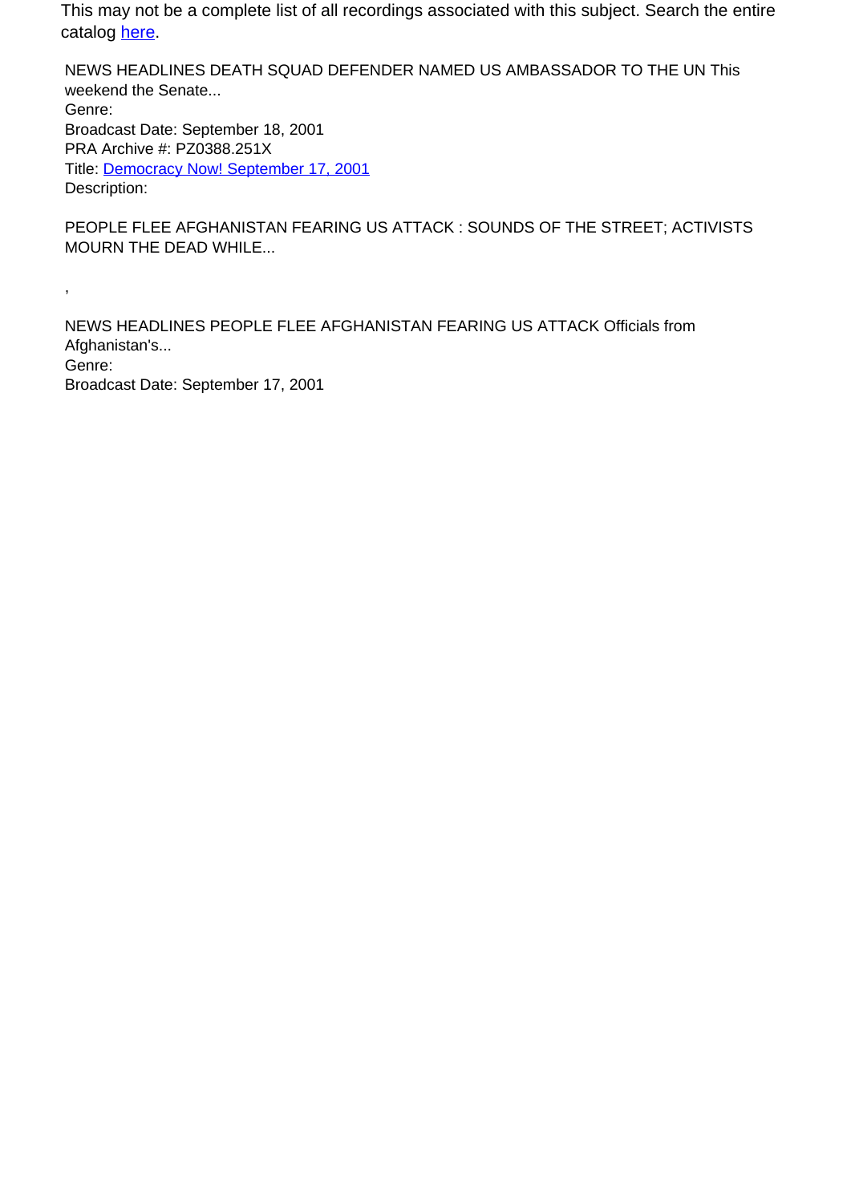This may not be a complete list of all recordings associated with this subject. Search the entire catalog [here](here).

NEWS HEADLINES DEATH SQUAD DEFENDER NAMED US AMBASSADOR TO THE UN This weekend the Senate...
Genre:
Broadcast Date: September 18, 2001
PRA Archive #: PZ0388.251X
Title: [Democracy Now! September 17, 2001](Democracy Now! September 17, 2001)
Description:

PEOPLE FLEE AFGHANISTAN FEARING US ATTACK : SOUNDS OF THE STREET; ACTIVISTS MOURN THE DEAD WHILE...

,

NEWS HEADLINES PEOPLE FLEE AFGHANISTAN FEARING US ATTACK Officials from Afghanistan's...
Genre:
Broadcast Date: September 17, 2001